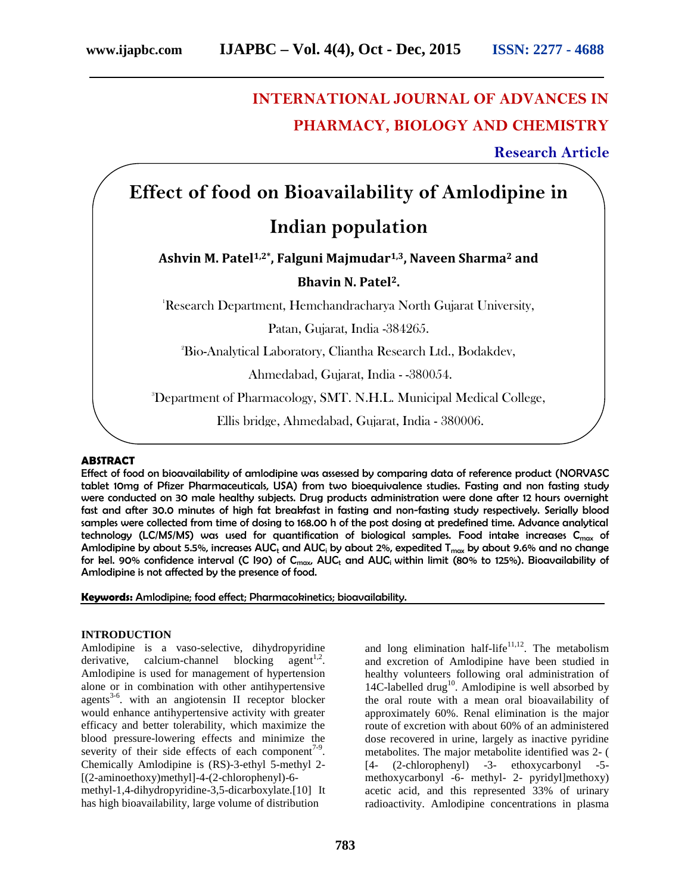# INTERNATIONAL JOURNAL OF ADVANCES IN PHARMACY, BIOLOGY AND CHEMISTRY

**Research Article**

# Effect of food on Bioavailability of Amlodipine in Indian population

**Ashvin M. Patel[1,2*], Falguni Majmudar[1,3], Naveen Sharma[2] and Bhavin N. Patel[2].**

[1]Research Department, Hemchandracharya North Gujarat University, Patan, Gujarat, India -384265.

[2]Bio-Analytical Laboratory, Cliantha Research Ltd., Bodakdev, Ahmedabad, Gujarat, India - -380054.

[3]Department of Pharmacology, SMT. N.H.L. Municipal Medical College, Ellis bridge, Ahmedabad, Gujarat, India - 380006.

## ABSTRACT

Effect of food on bioavailability of amlodipine was assessed by comparing data of reference product (NORVASC tablet 10mg of Pfizer Pharmaceuticals, USA) from two bioequivalence studies. Fasting and non fasting study were conducted on 30 male healthy subjects. Drug products administration were done after 12 hours overnight fast and after 30.0 minutes of high fat breakfast in fasting and non-fasting study respectively. Serially blood samples were collected from time of dosing to 168.00 h of the post dosing at predefined time. Advance analytical technology (LC/MS/MS) was used for quantification of biological samples. Food intake increases $C_{max}$ of Amlodipine by about 5.5%, increases $AUC_t$ and $AUC_i$ by about 2%, expedited $T_{max}$ by about 9.6% and no change for kel. 90% confidence interval (C I90) of $C_{max}$, $AUC_t$ and $AUC_i$ within limit (80% to 125%). Bioavailability of Amlodipine is not affected by the presence of food.

**Keywords:** Amlodipine; food effect; Pharmacokinetics; bioavailability.

## INTRODUCTION

Amlodipine is a vaso-selective, dihydropyridine derivative, calcium-channel blocking agent[1,2]. Amlodipine is used for management of hypertension alone or in combination with other antihypertensive agents[3-6]. with an angiotensin II receptor blocker would enhance antihypertensive activity with greater efficacy and better tolerability, which maximize the blood pressure-lowering effects and minimize the severity of their side effects of each component[7-9]. Chemically Amlodipine is (RS)-3-ethyl 5-methyl 2-[(2-aminoethoxy)methyl]-4-(2-chlorophenyl)-6-methyl-1,4-dihydropyridine-3,5-dicarboxylate.[10] It has high bioavailability, large volume of distribution and long elimination half-life[11,12]. The metabolism and excretion of Amlodipine have been studied in healthy volunteers following oral administration of 14C-labelled drug[10]. Amlodipine is well absorbed by the oral route with a mean oral bioavailability of approximately 60%. Renal elimination is the major route of excretion with about 60% of an administered dose recovered in urine, largely as inactive pyridine metabolites. The major metabolite identified was 2- ( [4- (2-chlorophenyl) -3- ethoxycarbonyl -5- methoxycarbonyl -6- methyl- 2- pyridyl]methoxy) acetic acid, and this represented 33% of urinary radioactivity. Amlodipine concentrations in plasma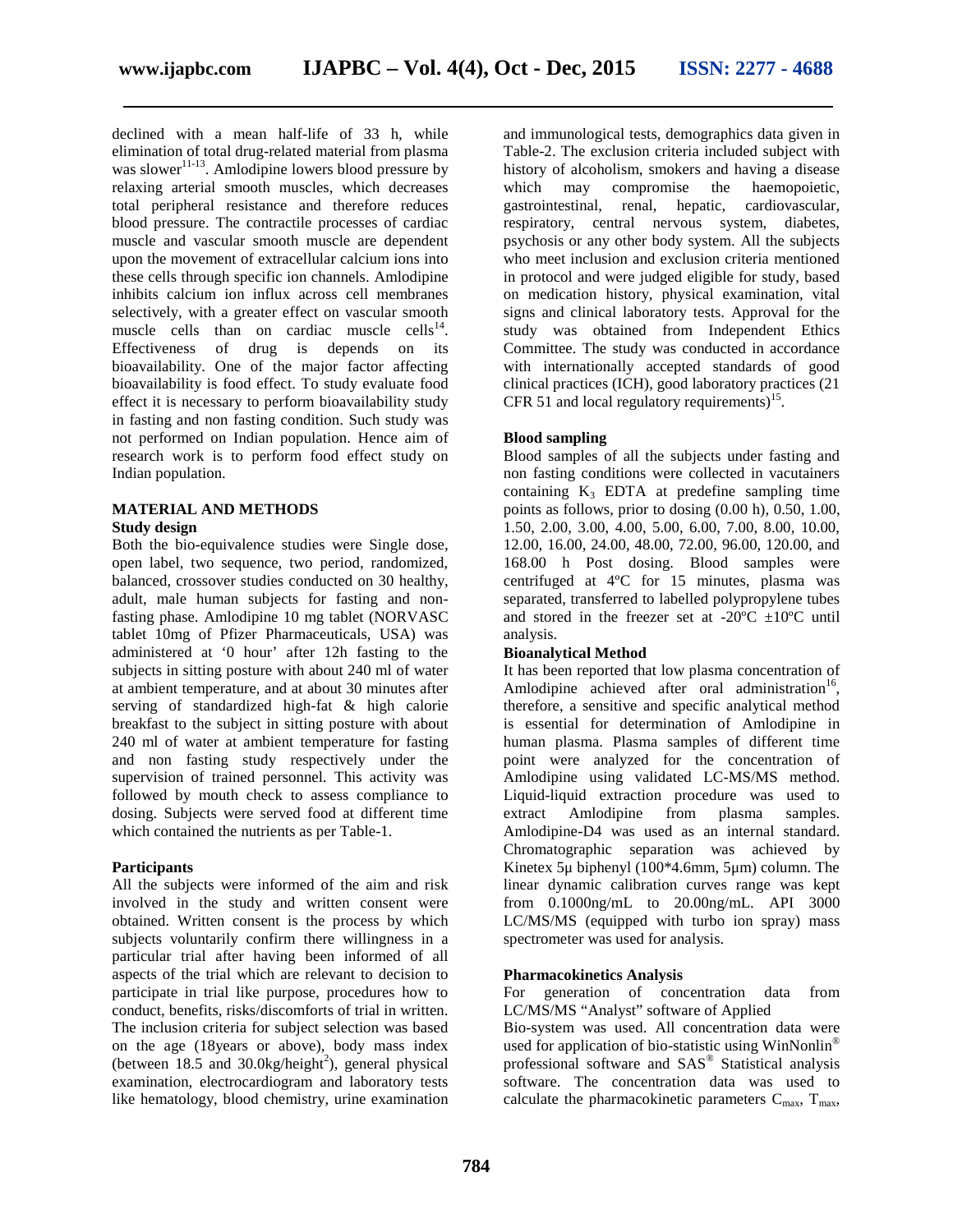declined with a mean half-life of 33 h, while elimination of total drug-related material from plasma was slower[11-13]. Amlodipine lowers blood pressure by relaxing arterial smooth muscles, which decreases total peripheral resistance and therefore reduces blood pressure. The contractile processes of cardiac muscle and vascular smooth muscle are dependent upon the movement of extracellular calcium ions into these cells through specific ion channels. Amlodipine inhibits calcium ion influx across cell membranes selectively, with a greater effect on vascular smooth muscle cells than on cardiac muscle cells[14]. Effectiveness of drug is depends on its bioavailability. One of the major factor affecting bioavailability is food effect. To study evaluate food effect it is necessary to perform bioavailability study in fasting and non fasting condition. Such study was not performed on Indian population. Hence aim of research work is to perform food effect study on Indian population.

## MATERIAL AND METHODS

### Study design

Both the bio-equivalence studies were Single dose, open label, two sequence, two period, randomized, balanced, crossover studies conducted on 30 healthy, adult, male human subjects for fasting and non-fasting phase. Amlodipine 10 mg tablet (NORVASC tablet 10mg of Pfizer Pharmaceuticals, USA) was administered at '0 hour' after 12h fasting to the subjects in sitting posture with about 240 ml of water at ambient temperature, and at about 30 minutes after serving of standardized high-fat & high calorie breakfast to the subject in sitting posture with about 240 ml of water at ambient temperature for fasting and non fasting study respectively under the supervision of trained personnel. This activity was followed by mouth check to assess compliance to dosing. Subjects were served food at different time which contained the nutrients as per Table-1.

### Participants

All the subjects were informed of the aim and risk involved in the study and written consent were obtained. Written consent is the process by which subjects voluntarily confirm there willingness in a particular trial after having been informed of all aspects of the trial which are relevant to decision to participate in trial like purpose, procedures how to conduct, benefits, risks/discomforts of trial in written. The inclusion criteria for subject selection was based on the age (18years or above), body mass index (between 18.5 and 30.0kg/height$^2$), general physical examination, electrocardiogram and laboratory tests like hematology, blood chemistry, urine examination and immunological tests, demographics data given in Table-2. The exclusion criteria included subject with history of alcoholism, smokers and having a disease which may compromise the haemopoietic, gastrointestinal, renal, hepatic, cardiovascular, respiratory, central nervous system, diabetes, psychosis or any other body system. All the subjects who meet inclusion and exclusion criteria mentioned in protocol and were judged eligible for study, based on medication history, physical examination, vital signs and clinical laboratory tests. Approval for the study was obtained from Independent Ethics Committee. The study was conducted in accordance with internationally accepted standards of good clinical practices (ICH), good laboratory practices (21 CFR 51 and local regulatory requirements)[15].

### Blood sampling

Blood samples of all the subjects under fasting and non fasting conditions were collected in vacutainers containing $K_3$ EDTA at predefine sampling time points as follows, prior to dosing (0.00 h), 0.50, 1.00, 1.50, 2.00, 3.00, 4.00, 5.00, 6.00, 7.00, 8.00, 10.00, 12.00, 16.00, 24.00, 48.00, 72.00, 96.00, 120.00, and 168.00 h Post dosing. Blood samples were centrifuged at 4ºC for 15 minutes, plasma was separated, transferred to labelled polypropylene tubes and stored in the freezer set at -20ºC ±10ºC until analysis.

### Bioanalytical Method

It has been reported that low plasma concentration of Amlodipine achieved after oral administration[16], therefore, a sensitive and specific analytical method is essential for determination of Amlodipine in human plasma. Plasma samples of different time point were analyzed for the concentration of Amlodipine using validated LC-MS/MS method. Liquid-liquid extraction procedure was used to extract Amlodipine from plasma samples. Amlodipine-D4 was used as an internal standard. Chromatographic separation was achieved by Kinetex 5μ biphenyl (100*4.6mm, 5μm) column. The linear dynamic calibration curves range was kept from 0.1000ng/mL to 20.00ng/mL. API 3000 LC/MS/MS (equipped with turbo ion spray) mass spectrometer was used for analysis.

### Pharmacokinetics Analysis

For generation of concentration data from LC/MS/MS "Analyst" software of Applied Bio-system was used. All concentration data were used for application of bio-statistic using WinNonlin® professional software and SAS® Statistical analysis software. The concentration data was used to calculate the pharmacokinetic parameters $C_{max}$, $T_{max}$,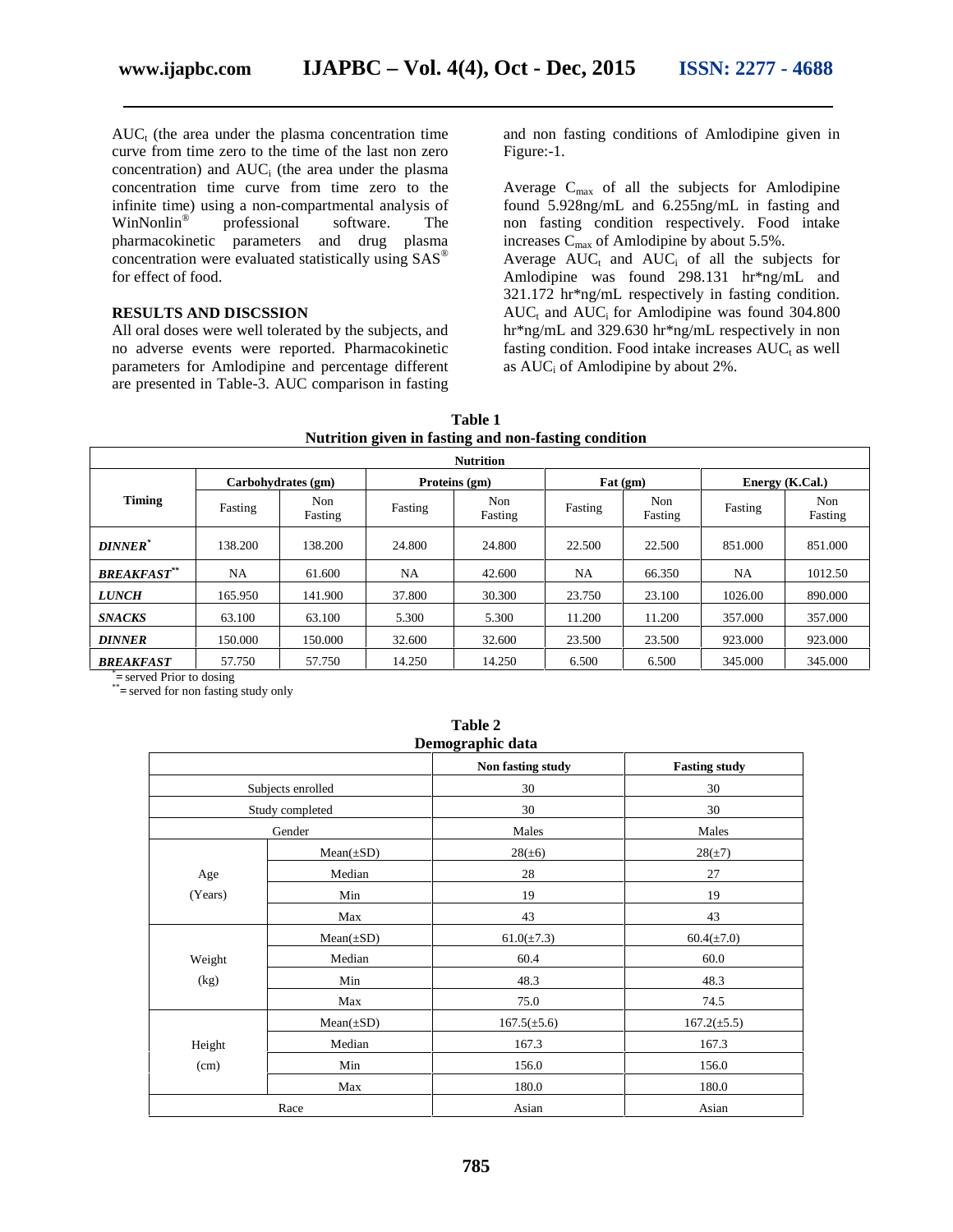$AUC_t$ (the area under the plasma concentration time curve from time zero to the time of the last non zero concentration) and $AUC_i$ (the area under the plasma concentration time curve from time zero to the infinite time) using a non-compartmental analysis of WinNonlin® professional software. The pharmacokinetic parameters and drug plasma concentration were evaluated statistically using SAS® for effect of food.

## RESULTS AND DISCSSION

All oral doses were well tolerated by the subjects, and no adverse events were reported. Pharmacokinetic parameters for Amlodipine and percentage different are presented in Table-3. AUC comparison in fasting and non fasting conditions of Amlodipine given in Figure:-1.

Average $C_{max}$ of all the subjects for Amlodipine found 5.928ng/mL and 6.255ng/mL in fasting and non fasting condition respectively. Food intake increases $C_{max}$ of Amlodipine by about 5.5%.

Average $AUC_t$ and $AUC_i$ of all the subjects for Amlodipine was found 298.131 hr*ng/mL and 321.172 hr*ng/mL respectively in fasting condition. $AUC_t$ and $AUC_i$ for Amlodipine was found 304.800 hr*ng/mL and 329.630 hr*ng/mL respectively in non fasting condition. Food intake increases $AUC_t$ as well as $AUC_i$ of Amlodipine by about 2%.

**Table 1**
**Nutrition given in fasting and non-fasting condition**

| Timing | Carbohydrates (gm) | | Proteins (gm) | | Fat (gm) | | Energy (K.Cal.) | |
|---|---|---|---|---|---|---|---|---|
| | Fasting | Non Fasting | Fasting | Non Fasting | Fasting | Non Fasting | Fasting | Non Fasting |
| ***DINNER*** * | 138.200 | 138.200 | 24.800 | 24.800 | 22.500 | 22.500 | 851.000 | 851.000 |
| ***BREAKFAST*** ** | NA | 61.600 | NA | 42.600 | NA | 66.350 | NA | 1012.50 |
| ***LUNCH*** | 165.950 | 141.900 | 37.800 | 30.300 | 23.750 | 23.100 | 1026.00 | 890.000 |
| ***SNACKS*** | 63.100 | 63.100 | 5.300 | 5.300 | 11.200 | 11.200 | 357.000 | 357.000 |
| ***DINNER*** | 150.000 | 150.000 | 32.600 | 32.600 | 23.500 | 23.500 | 923.000 | 923.000 |
| ***BREAKFAST*** | 57.750 | 57.750 | 14.250 | 14.250 | 6.500 | 6.500 | 345.000 | 345.000 |

* = served Prior to dosing
** = served for non fasting study only

**Table 2**
**Demographic data**

| | | Non fasting study | Fasting study |
|---|---|---|---|
| Subjects enrolled | | 30 | 30 |
| Study completed | | 30 | 30 |
| Gender | | Males | Males |
| Age (Years) | Mean(±SD) | 28(±6) | 28(±7) |
| | Median | 28 | 27 |
| | Min | 19 | 19 |
| | Max | 43 | 43 |
| Weight (kg) | Mean(±SD) | 61.0(±7.3) | 60.4(±7.0) |
| | Median | 60.4 | 60.0 |
| | Min | 48.3 | 48.3 |
| | Max | 75.0 | 74.5 |
| Height (cm) | Mean(±SD) | 167.5(±5.6) | 167.2(±5.5) |
| | Median | 167.3 | 167.3 |
| | Min | 156.0 | 156.0 |
| | Max | 180.0 | 180.0 |
| Race | | Asian | Asian |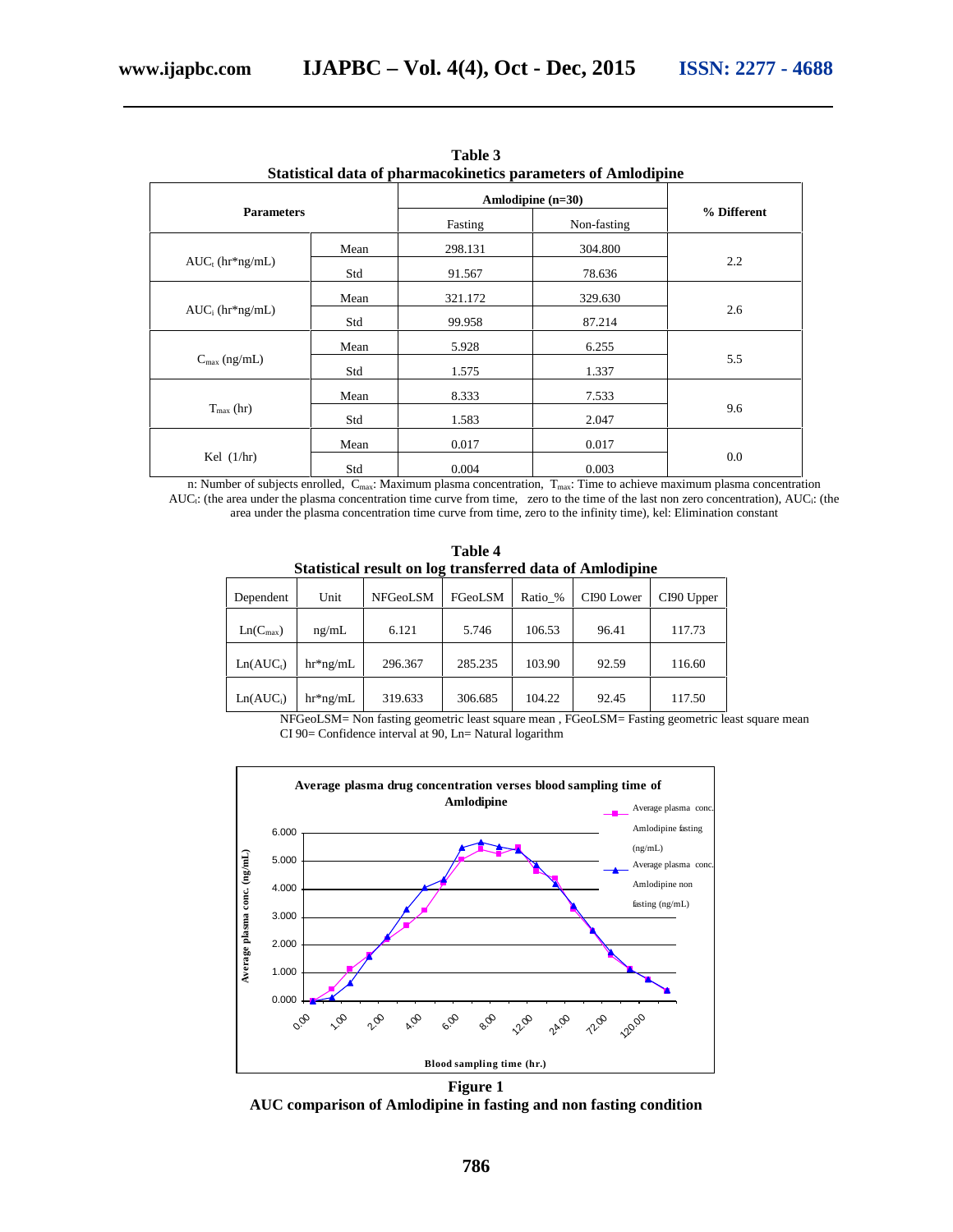**Table 3**
**Statistical data of pharmacokinetics parameters of Amlodipine**

| Parameters | | Amlodipine (n=30) | | % Different |
|---|---|---|---|---|
| | | Fasting | Non-fasting | |
| $AUC_t$ (hr*ng/mL) | Mean | 298.131 | 304.800 | 2.2 |
| | Std | 91.567 | 78.636 | |
| $AUC_i$ (hr*ng/mL) | Mean | 321.172 | 329.630 | 2.6 |
| | Std | 99.958 | 87.214 | |
| $C_{max}$ (ng/mL) | Mean | 5.928 | 6.255 | 5.5 |
| | Std | 1.575 | 1.337 | |
| $T_{max}$ (hr) | Mean | 8.333 | 7.533 | 9.6 |
| | Std | 1.583 | 2.047 | |
| Kel (1/hr) | Mean | 0.017 | 0.017 | 0.0 |
| | Std | 0.004 | 0.003 | |

n: Number of subjects enrolled, $C_{max}$: Maximum plasma concentration, $T_{max}$: Time to achieve maximum plasma concentration $AUC_t$: (the area under the plasma concentration time curve from time, zero to the time of the last non zero concentration), $AUC_i$: (the area under the plasma concentration time curve from time, zero to the infinity time), kel: Elimination constant

**Table 4**
**Statistical result on log transferred data of Amlodipine**

| Dependent | Unit | NFGeoLSM | FGeoLSM | Ratio_% | CI90 Lower | CI90 Upper |
|---|---|---|---|---|---|---|
| $Ln(C_{max})$ | ng/mL | 6.121 | 5.746 | 106.53 | 96.41 | 117.73 |
| $Ln(AUC_t)$ | hr*ng/mL | 296.367 | 285.235 | 103.90 | 92.59 | 116.60 |
| $Ln(AUC_i)$ | hr*ng/mL | 319.633 | 306.685 | 104.22 | 92.45 | 117.50 |

NFGeoLSM= Non fasting geometric least square mean , FGeoLSM= Fasting geometric least square mean
CI 90= Confidence interval at 90, Ln= Natural logarithm

**Figure 1**
**AUC comparison of Amlodipine in fasting and non fasting condition**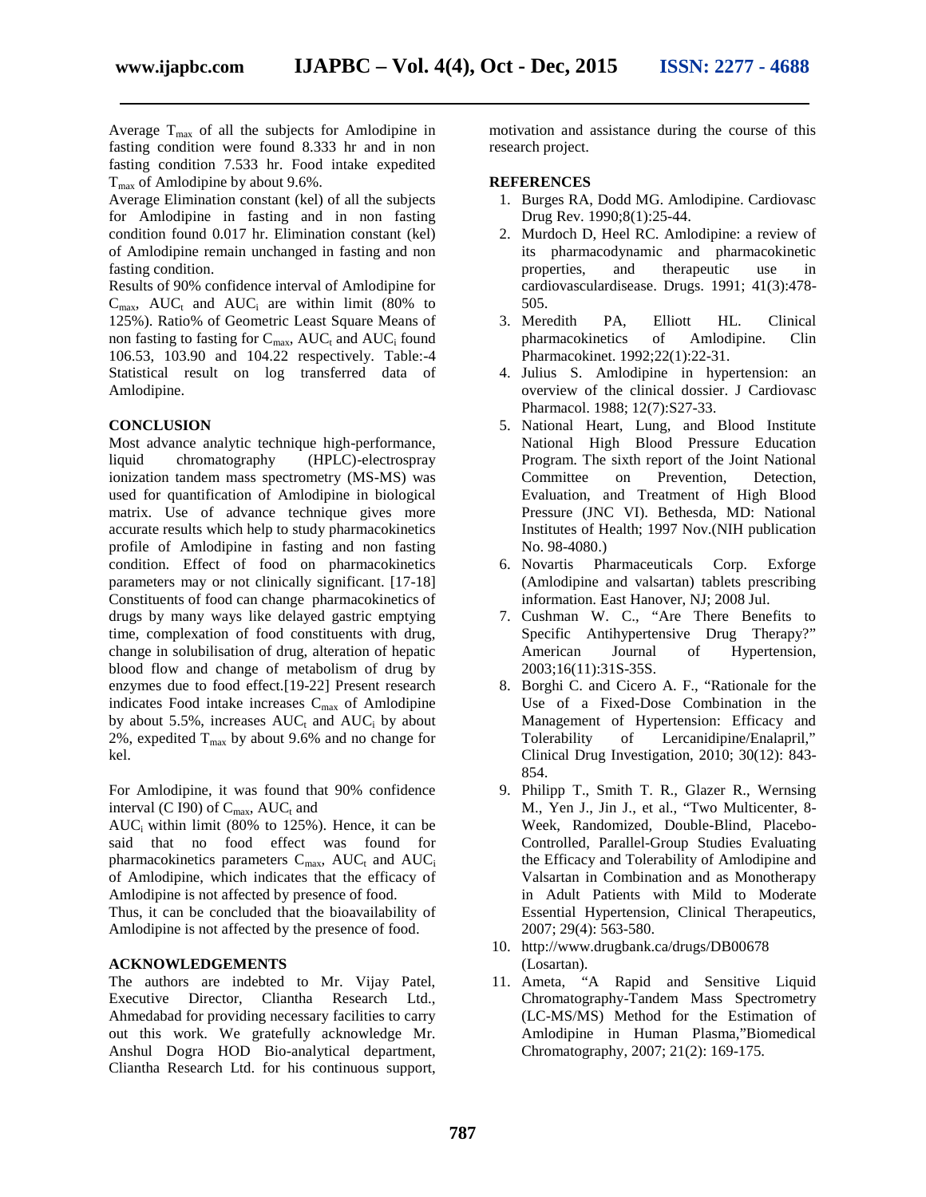Average $T_{max}$ of all the subjects for Amlodipine in fasting condition were found 8.333 hr and in non fasting condition 7.533 hr. Food intake expedited $T_{max}$ of Amlodipine by about 9.6%.

Average Elimination constant (kel) of all the subjects for Amlodipine in fasting and in non fasting condition found 0.017 hr. Elimination constant (kel) of Amlodipine remain unchanged in fasting and non fasting condition.

Results of 90% confidence interval of Amlodipine for $C_{max}$, $AUC_t$ and $AUC_i$ are within limit (80% to 125%). Ratio% of Geometric Least Square Means of non fasting to fasting for $C_{max}$, $AUC_t$ and $AUC_i$ found 106.53, 103.90 and 104.22 respectively. Table:-4 Statistical result on log transferred data of Amlodipine.

## CONCLUSION

Most advance analytic technique high-performance, liquid chromatography (HPLC)-electrospray ionization tandem mass spectrometry (MS-MS) was used for quantification of Amlodipine in biological matrix. Use of advance technique gives more accurate results which help to study pharmacokinetics profile of Amlodipine in fasting and non fasting condition. Effect of food on pharmacokinetics parameters may or not clinically significant. [17-18] Constituents of food can change pharmacokinetics of drugs by many ways like delayed gastric emptying time, complexation of food constituents with drug, change in solubilisation of drug, alteration of hepatic blood flow and change of metabolism of drug by enzymes due to food effect.[19-22] Present research indicates Food intake increases $C_{max}$ of Amlodipine by about 5.5%, increases $AUC_t$ and $AUC_i$ by about 2%, expedited $T_{max}$ by about 9.6% and no change for kel.

For Amlodipine, it was found that 90% confidence interval (C I90) of $C_{max}$, $AUC_t$ and $AUC_i$ within limit (80% to 125%). Hence, it can be said that no food effect was found for pharmacokinetics parameters $C_{max}$, $AUC_t$ and $AUC_i$ of Amlodipine, which indicates that the efficacy of Amlodipine is not affected by presence of food.

Thus, it can be concluded that the bioavailability of Amlodipine is not affected by the presence of food.

## ACKNOWLEDGEMENTS

The authors are indebted to Mr. Vijay Patel, Executive Director, Cliantha Research Ltd., Ahmedabad for providing necessary facilities to carry out this work. We gratefully acknowledge Mr. Anshul Dogra HOD Bio-analytical department, Cliantha Research Ltd. for his continuous support, motivation and assistance during the course of this research project.

## REFERENCES

1. Burges RA, Dodd MG. Amlodipine. Cardiovasc Drug Rev. 1990;8(1):25-44.
2. Murdoch D, Heel RC. Amlodipine: a review of its pharmacodynamic and pharmacokinetic properties, and therapeutic use in cardiovasculardisease. Drugs. 1991; 41(3):478-505.
3. Meredith PA, Elliott HL. Clinical pharmacokinetics of Amlodipine. Clin Pharmacokinet. 1992;22(1):22-31.
4. Julius S. Amlodipine in hypertension: an overview of the clinical dossier. J Cardiovasc Pharmacol. 1988; 12(7):S27-33.
5. National Heart, Lung, and Blood Institute National High Blood Pressure Education Program. The sixth report of the Joint National Committee on Prevention, Detection, Evaluation, and Treatment of High Blood Pressure (JNC VI). Bethesda, MD: National Institutes of Health; 1997 Nov.(NIH publication No. 98-4080.)
6. Novartis Pharmaceuticals Corp. Exforge (Amlodipine and valsartan) tablets prescribing information. East Hanover, NJ; 2008 Jul.
7. Cushman W. C., "Are There Benefits to Specific Antihypertensive Drug Therapy?" American Journal of Hypertension, 2003;16(11):31S-35S.
8. Borghi C. and Cicero A. F., "Rationale for the Use of a Fixed-Dose Combination in the Management of Hypertension: Efficacy and Tolerability of Lercanidipine/Enalapril," Clinical Drug Investigation, 2010; 30(12): 843-854.
9. Philipp T., Smith T. R., Glazer R., Wernsing M., Yen J., Jin J., et al., "Two Multicenter, 8-Week, Randomized, Double-Blind, Placebo-Controlled, Parallel-Group Studies Evaluating the Efficacy and Tolerability of Amlodipine and Valsartan in Combination and as Monotherapy in Adult Patients with Mild to Moderate Essential Hypertension, Clinical Therapeutics, 2007; 29(4): 563-580.
10. http://www.drugbank.ca/drugs/DB00678 (Losartan).
11. Ameta, "A Rapid and Sensitive Liquid Chromatography-Tandem Mass Spectrometry (LC-MS/MS) Method for the Estimation of Amlodipine in Human Plasma,"Biomedical Chromatography, 2007; 21(2): 169-175.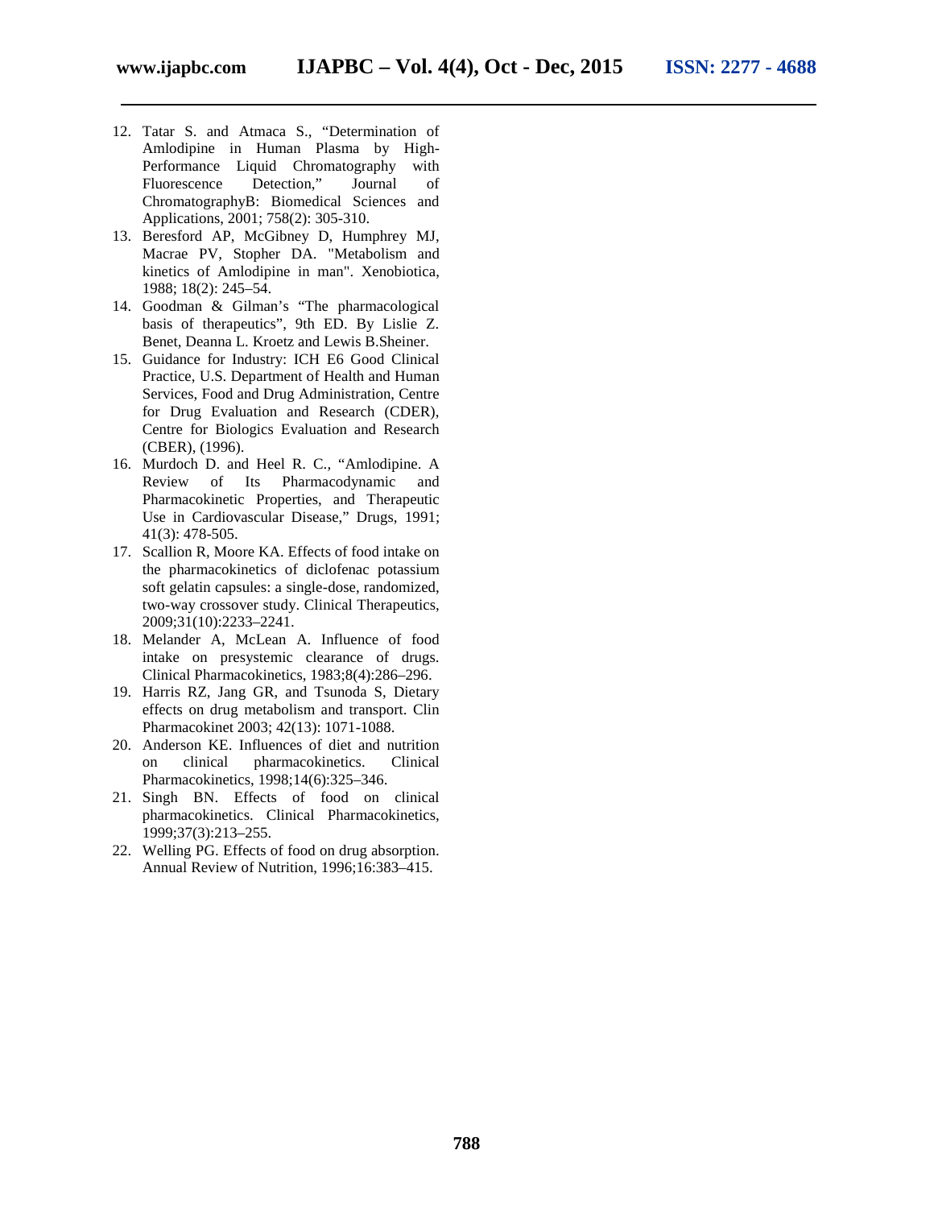12. Tatar S. and Atmaca S., "Determination of Amlodipine in Human Plasma by High-Performance Liquid Chromatography with Fluorescence Detection," Journal of ChromatographyB: Biomedical Sciences and Applications, 2001; 758(2): 305-310.
13. Beresford AP, McGibney D, Humphrey MJ, Macrae PV, Stopher DA. "Metabolism and kinetics of Amlodipine in man". Xenobiotica, 1988; 18(2): 245–54.
14. Goodman & Gilman's "The pharmacological basis of therapeutics", 9th ED. By Lislie Z. Benet, Deanna L. Kroetz and Lewis B.Sheiner.
15. Guidance for Industry: ICH E6 Good Clinical Practice, U.S. Department of Health and Human Services, Food and Drug Administration, Centre for Drug Evaluation and Research (CDER), Centre for Biologics Evaluation and Research (CBER), (1996).
16. Murdoch D. and Heel R. C., "Amlodipine. A Review of Its Pharmacodynamic and Pharmacokinetic Properties, and Therapeutic Use in Cardiovascular Disease," Drugs, 1991; 41(3): 478-505.
17. Scallion R, Moore KA. Effects of food intake on the pharmacokinetics of diclofenac potassium soft gelatin capsules: a single-dose, randomized, two-way crossover study. Clinical Therapeutics, 2009;31(10):2233–2241.
18. Melander A, McLean A. Influence of food intake on presystemic clearance of drugs. Clinical Pharmacokinetics, 1983;8(4):286–296.
19. Harris RZ, Jang GR, and Tsunoda S, Dietary effects on drug metabolism and transport. Clin Pharmacokinet 2003; 42(13): 1071-1088.
20. Anderson KE. Influences of diet and nutrition on clinical pharmacokinetics. Clinical Pharmacokinetics, 1998;14(6):325–346.
21. Singh BN. Effects of food on clinical pharmacokinetics. Clinical Pharmacokinetics, 1999;37(3):213–255.
22. Welling PG. Effects of food on drug absorption. Annual Review of Nutrition, 1996;16:383–415.